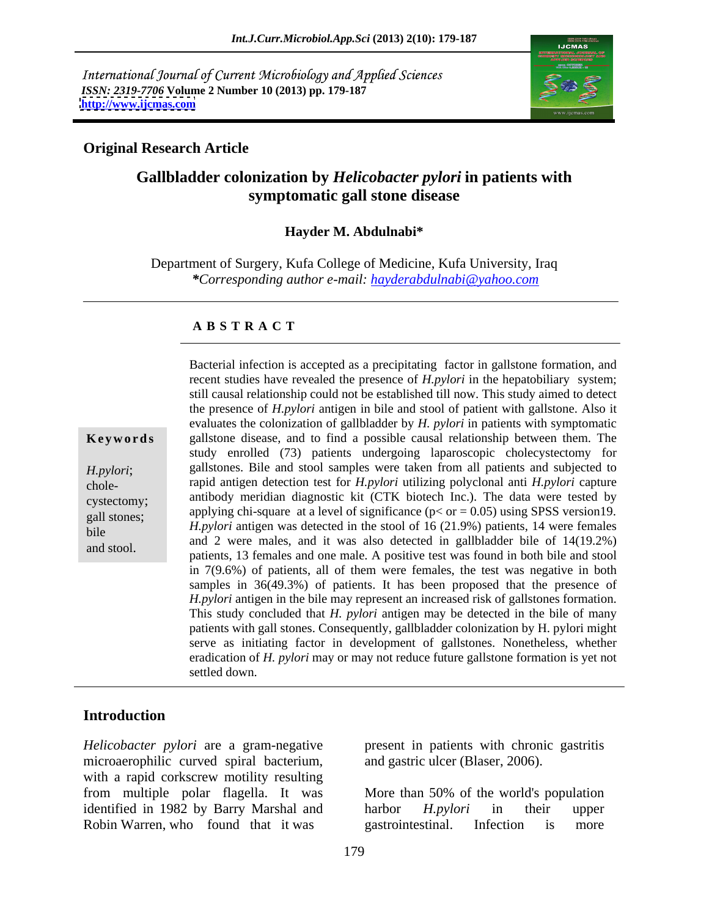International Journal of Current Microbiology and Applied Sciences
*ISSN: 2319-7706* **Volume 2 Number 10 (2013) pp. 179-187**
**http://www.ijcmas.com**

**Original Research Article**

# Gallbladder colonization by *Helicobacter pylori* in patients with symptomatic gall stone disease

**Hayder M. Abdulnabi***

Department of Surgery, Kufa College of Medicine, Kufa University, Iraq
***Corresponding author e-mail:** *hayderabdulnabi@yahoo.com*

## A B S T R A C T

**Keywords**

*H.pylori*; cholecystectomy; gall stones; bile and stool.

Bacterial infection is accepted as a precipitating factor in gallstone formation, and recent studies have revealed the presence of *H.pylori* in the hepatobiliary system; still causal relationship could not be established till now. This study aimed to detect the presence of *H.pylori* antigen in bile and stool of patient with gallstone. Also it evaluates the colonization of gallbladder by *H. pylori* in patients with symptomatic gallstone disease, and to find a possible causal relationship between them. The study enrolled (73) patients undergoing laparoscopic cholecystectomy for gallstones. Bile and stool samples were taken from all patients and subjected to rapid antigen detection test for *H.pylori* utilizing polyclonal anti *H.pylori* capture antibody meridian diagnostic kit (CTK biotech Inc.). The data were tested by applying chi-square at a level of significance ($p <$ or $= 0.05$) using SPSS version19. *H.pylori* antigen was detected in the stool of 16 (21.9%) patients, 14 were females and 2 were males, and it was also detected in gallbladder bile of 14(19.2%) patients, 13 females and one male. A positive test was found in both bile and stool in 7(9.6%) of patients, all of them were females, the test was negative in both samples in 36(49.3%) of patients. It has been proposed that the presence of *H.pylori* antigen in the bile may represent an increased risk of gallstones formation. This study concluded that *H. pylori* antigen may be detected in the bile of many patients with gall stones. Consequently, gallbladder colonization by H. pylori might serve as initiating factor in development of gallstones. Nonetheless, whether eradication of *H. pylori* may or may not reduce future gallstone formation is yet not settled down.

## Introduction

*Helicobacter pylori* are a gram-negative microaerophilic curved spiral bacterium, with a rapid corkscrew motility resulting from multiple polar flagella. It was identified in 1982 by Barry Marshal and Robin Warren, who found that it was present in patients with chronic gastritis and gastric ulcer (Blaser, 2006).

More than 50% of the world's population harbor *H.pylori* in their upper gastrointestinal. Infection is more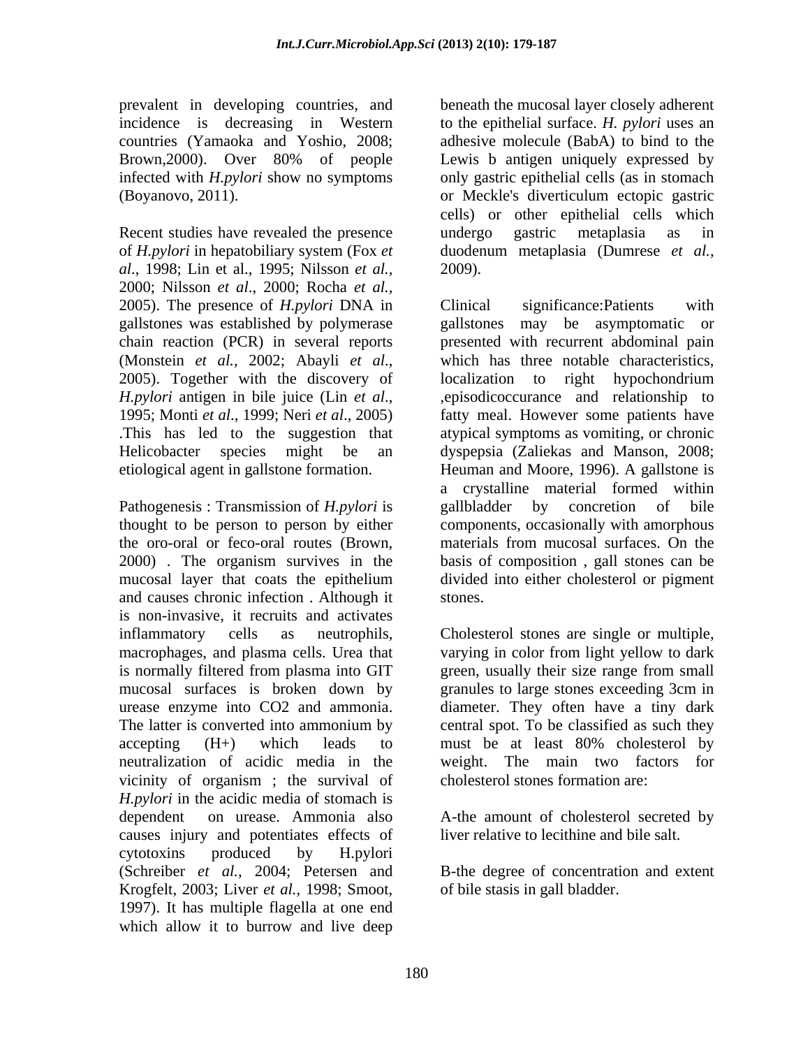prevalent in developing countries, and incidence is decreasing in Western countries (Yamaoka and Yoshio, 2008; Brown,2000). Over 80% of people infected with *H.pylori* show no symptoms (Boyanovo, 2011).

Recent studies have revealed the presence of *H.pylori* in hepatobiliary system (Fox *et al*., 1998; Lin et al., 1995; Nilsson *et al.,* 2000; Nilsson *et al*., 2000; Rocha *et al.,* 2005). The presence of *H.pylori* DNA in gallstones was established by polymerase chain reaction (PCR) in several reports (Monstein *et al.,* 2002; Abayli *et al*., 2005). Together with the discovery of *H.pylori* antigen in bile juice (Lin *et al*., 1995; Monti *et al*., 1999; Neri *et al*., 2005) .This has led to the suggestion that Helicobacter species might be an etiological agent in gallstone formation.

Pathogenesis : Transmission of *H.pylori* is thought to be person to person by either the oro-oral or feco-oral routes (Brown, 2000) . The organism survives in the mucosal layer that coats the epithelium and causes chronic infection . Although it is non-invasive, it recruits and activates inflammatory cells as neutrophils, macrophages, and plasma cells. Urea that is normally filtered from plasma into GIT mucosal surfaces is broken down by urease enzyme into CO2 and ammonia. The latter is converted into ammonium by accepting (H+) which leads to neutralization of acidic media in the vicinity of organism ; the survival of *H.pylori* in the acidic media of stomach is dependent on urease. Ammonia also causes injury and potentiates effects of cytotoxins produced by H.pylori (Schreiber *et al.,* 2004; Petersen and Krogfelt, 2003; Liver *et al.,* 1998; Smoot, 1997). It has multiple flagella at one end which allow it to burrow and live deep beneath the mucosal layer closely adherent to the epithelial surface. *H. pylori* uses an adhesive molecule (BabA) to bind to the Lewis b antigen uniquely expressed by only gastric epithelial cells (as in stomach or Meckle's diverticulum ectopic gastric cells) or other epithelial cells which undergo gastric metaplasia as in duodenum metaplasia (Dumrese *et al.,* 2009).

Clinical significance:Patients with gallstones may be asymptomatic or presented with recurrent abdominal pain which has three notable characteristics, localization to right hypochondrium ,episodicoccurance and relationship to fatty meal. However some patients have atypical symptoms as vomiting, or chronic dyspepsia (Zaliekas and Manson, 2008; Heuman and Moore, 1996). A gallstone is a crystalline material formed within gallbladder by concretion of bile components, occasionally with amorphous materials from mucosal surfaces. On the basis of composition , gall stones can be divided into either cholesterol or pigment stones.

Cholesterol stones are single or multiple, varying in color from light yellow to dark green, usually their size range from small granules to large stones exceeding 3cm in diameter. They often have a tiny dark central spot. To be classified as such they must be at least 80% cholesterol by weight. The main two factors for cholesterol stones formation are:

A-the amount of cholesterol secreted by liver relative to lecithine and bile salt.

B-the degree of concentration and extent of bile stasis in gall bladder.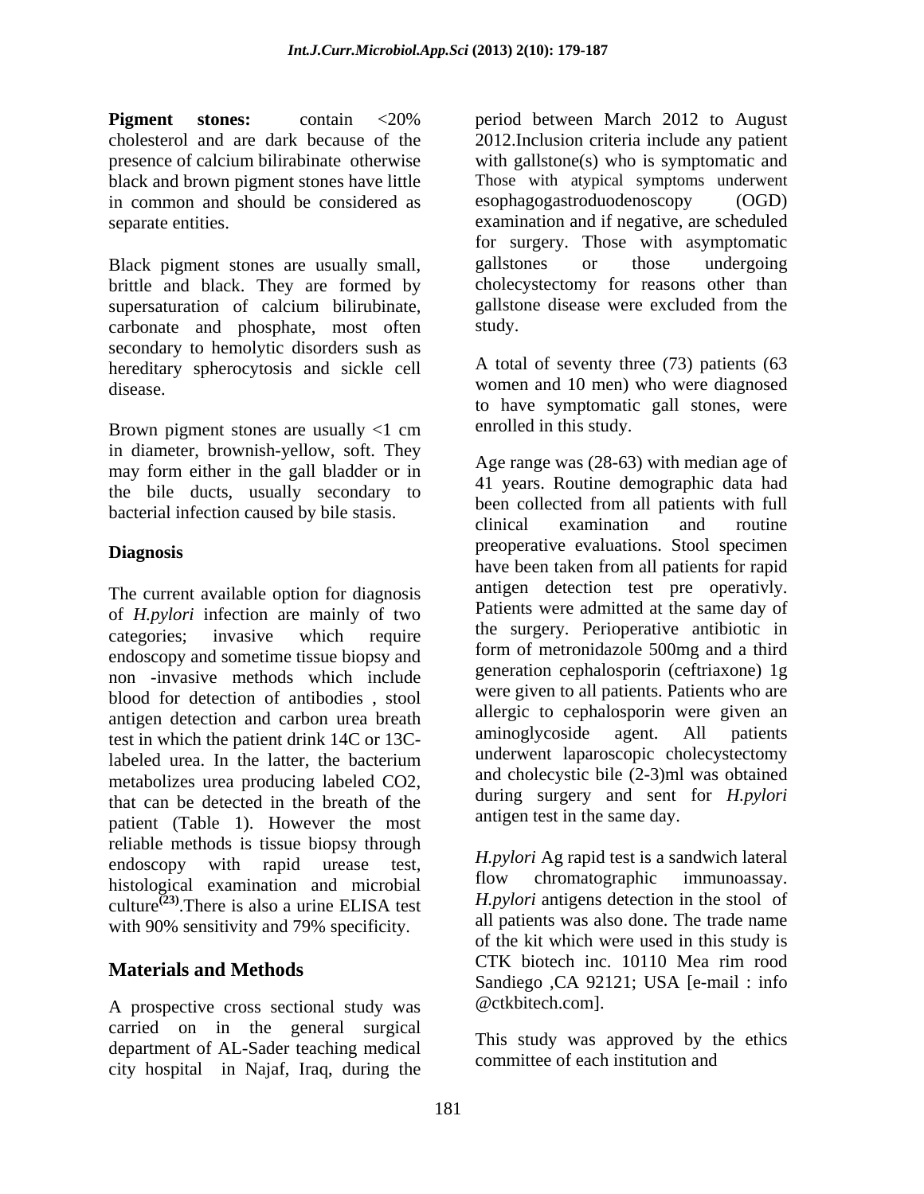**Pigment stones:** contain <20% cholesterol and are dark because of the presence of calcium bilirabinate otherwise black and brown pigment stones have little in common and should be considered as separate entities.

Black pigment stones are usually small, brittle and black. They are formed by supersaturation of calcium bilirubinate, carbonate and phosphate, most often secondary to hemolytic disorders sush as hereditary spherocytosis and sickle cell disease.

Brown pigment stones are usually <1 cm in diameter, brownish-yellow, soft. They may form either in the gall bladder or in the bile ducts, usually secondary to bacterial infection caused by bile stasis.

## Diagnosis

The current available option for diagnosis of *H.pylori* infection are mainly of two categories; invasive which require endoscopy and sometime tissue biopsy and non -invasive methods which include blood for detection of antibodies , stool antigen detection and carbon urea breath test in which the patient drink 14C or 13C-labeled urea. In the latter, the bacterium metabolizes urea producing labeled $CO_2$, that can be detected in the breath of the patient (Table 1). However the most reliable methods is tissue biopsy through endoscopy with rapid urease test, histological examination and microbial culture[23].There is also a urine ELISA test with 90% sensitivity and 79% specificity.

## Materials and Methods

A prospective cross sectional study was carried on in the general surgical department of AL-Sader teaching medical city hospital in Najaf, Iraq, during the period between March 2012 to August 2012.Inclusion criteria include any patient with gallstone(s) who is symptomatic and Those with atypical symptoms underwent esophagogastroduodenoscopy (OGD) examination and if negative, are scheduled for surgery. Those with asymptomatic gallstones or those undergoing cholecystectomy for reasons other than gallstone disease were excluded from the study.

A total of seventy three (73) patients (63 women and 10 men) who were diagnosed to have symptomatic gall stones, were enrolled in this study.

Age range was (28-63) with median age of 41 years. Routine demographic data had been collected from all patients with full clinical examination and routine preoperative evaluations. Stool specimen have been taken from all patients for rapid antigen detection test pre operativly. Patients were admitted at the same day of the surgery. Perioperative antibiotic in form of metronidazole 500mg and a third generation cephalosporin (ceftriaxone) 1g were given to all patients. Patients who are allergic to cephalosporin were given an aminoglycoside agent. All patients underwent laparoscopic cholecystectomy and cholecystic bile (2-3)ml was obtained during surgery and sent for *H.pylori* antigen test in the same day.

*H.pylori* Ag rapid test is a sandwich lateral flow chromatographic immunoassay. *H.pylori* antigens detection in the stool of all patients was also done. The trade name of the kit which were used in this study is CTK biotech inc. 10110 Mea rim rood Sandiego ,CA 92121; USA [e-mail : info @ctkbitech.com].

This study was approved by the ethics committee of each institution and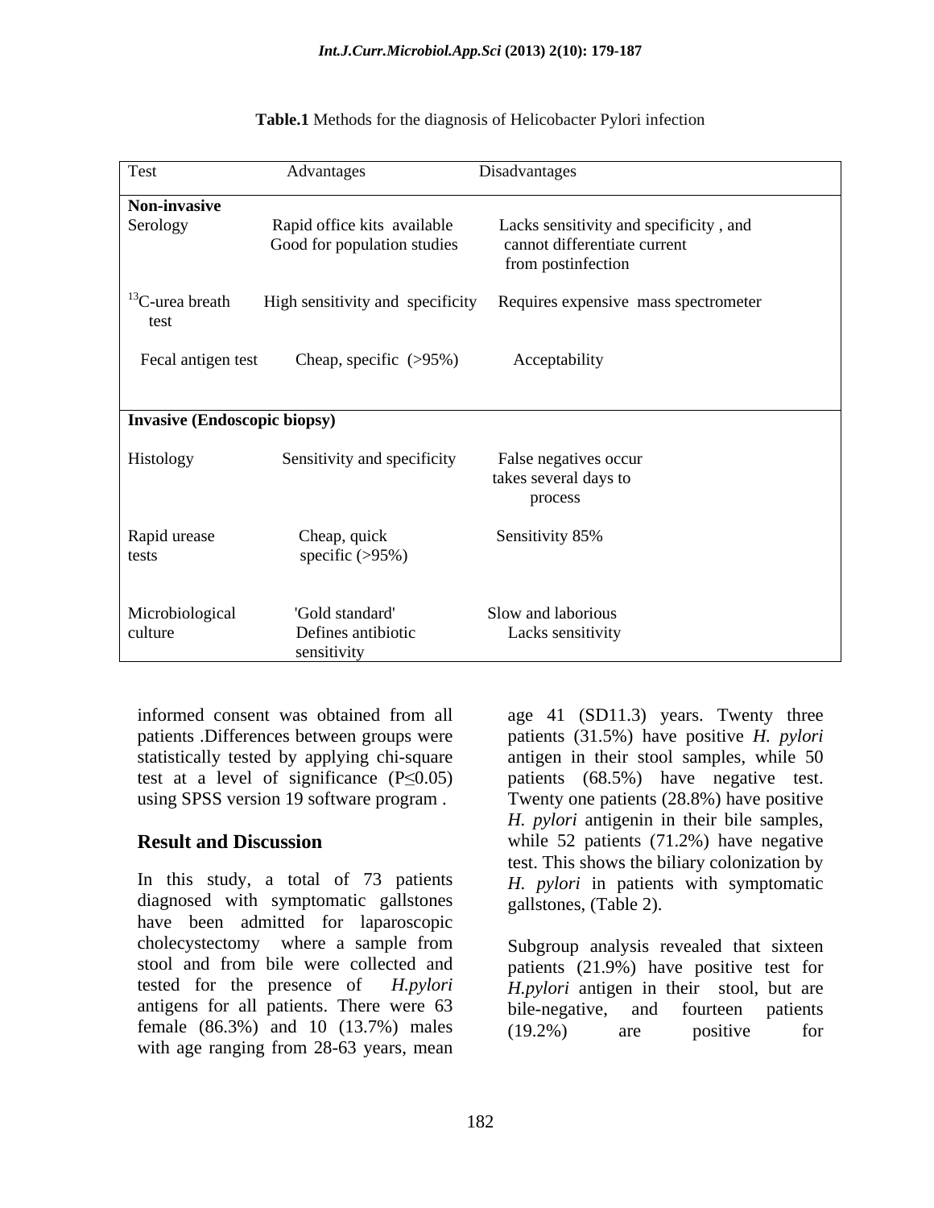**Table.1** Methods for the diagnosis of Helicobacter Pylori infection

| Test | Advantages | Disadvantages |
|---|---|---|
| **Non-invasive** | | |
| Serology | Rapid office kits available<br>Good for population studies | Lacks sensitivity and specificity , and cannot differentiate current from postinfection |
| $^{13}$C-urea breath test | High sensitivity and specificity | Requires expensive mass spectrometer |
| Fecal antigen test | Cheap, specific (>95%) | Acceptability |
| **Invasive (Endoscopic biopsy)** | | |
| Histology | Sensitivity and specificity | False negatives occur takes several days to process |
| Rapid urease tests | Cheap, quick specific (>95%) | Sensitivity 85% |
| Microbiological culture | 'Gold standard'<br>Defines antibiotic sensitivity | Slow and laborious<br>Lacks sensitivity |

informed consent was obtained from all patients .Differences between groups were statistically tested by applying chi-square test at a level of significance ($P \leq 0.05$) using SPSS version 19 software program .

## Result and Discussion

In this study, a total of 73 patients diagnosed with symptomatic gallstones have been admitted for laparoscopic cholecystectomy where a sample from stool and from bile were collected and tested for the presence of *H.pylori* antigens for all patients. There were 63 female (86.3%) and 10 (13.7%) males with age ranging from 28-63 years, mean age 41 (SD11.3) years. Twenty three patients (31.5%) have positive *H. pylori* antigen in their stool samples, while 50 patients (68.5%) have negative test. Twenty one patients (28.8%) have positive *H. pylori* antigenin in their bile samples, while 52 patients (71.2%) have negative test. This shows the biliary colonization by *H. pylori* in patients with symptomatic gallstones, (Table 2).

Subgroup analysis revealed that sixteen patients (21.9%) have positive test for *H.pylori* antigen in their stool, but are bile-negative, and fourteen patients (19.2%) are positive for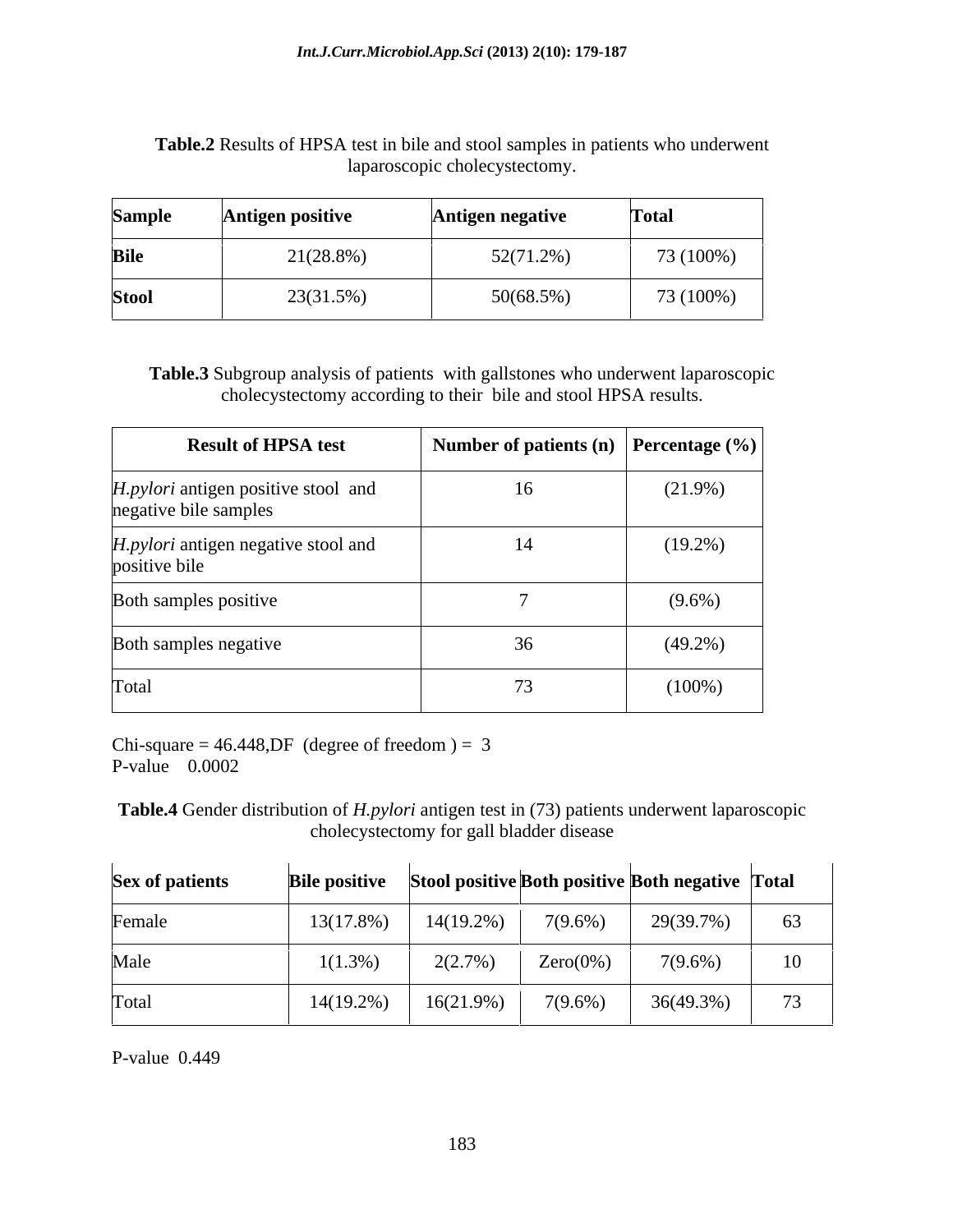**Table.2** Results of HPSA test in bile and stool samples in patients who underwent laparoscopic cholecystectomy.

| **Sample** | **Antigen positive** | **Antigen negative** | **Total** |
|---|---|---|---|
| **Bile** | 21(28.8%) | 52(71.2%) | 73 (100%) |
| **Stool** | 23(31.5%) | 50(68.5%) | 73 (100%) |

**Table.3** Subgroup analysis of patients with gallstones who underwent laparoscopic cholecystectomy according to their bile and stool HPSA results.

| **Result of HPSA test** | **Number of patients (n)** | **Percentage (%)** |
|---|---|---|
| *H.pylori* antigen positive stool and negative bile samples | 16 | (21.9%) |
| *H.pylori* antigen negative stool and positive bile | 14 | (19.2%) |
| Both samples positive | 7 | (9.6%) |
| Both samples negative | 36 | (49.2%) |
| Total | 73 | (100%) |

Chi-square = 46.448,DF (degree of freedom ) = 3
P-value 0.0002

**Table.4** Gender distribution of *H.pylori* antigen test in (73) patients underwent laparoscopic cholecystectomy for gall bladder disease

| **Sex of patients** | **Bile positive** | **Stool positive** | **Both positive** | **Both negative** | **Total** |
|---|---|---|---|---|---|
| Female | 13(17.8%) | 14(19.2%) | 7(9.6%) | 29(39.7%) | 63 |
| Male | 1(1.3%) | 2(2.7%) | Zero(0%) | 7(9.6%) | 10 |
| Total | 14(19.2%) | 16(21.9%) | 7(9.6%) | 36(49.3%) | 73 |

P-value 0.449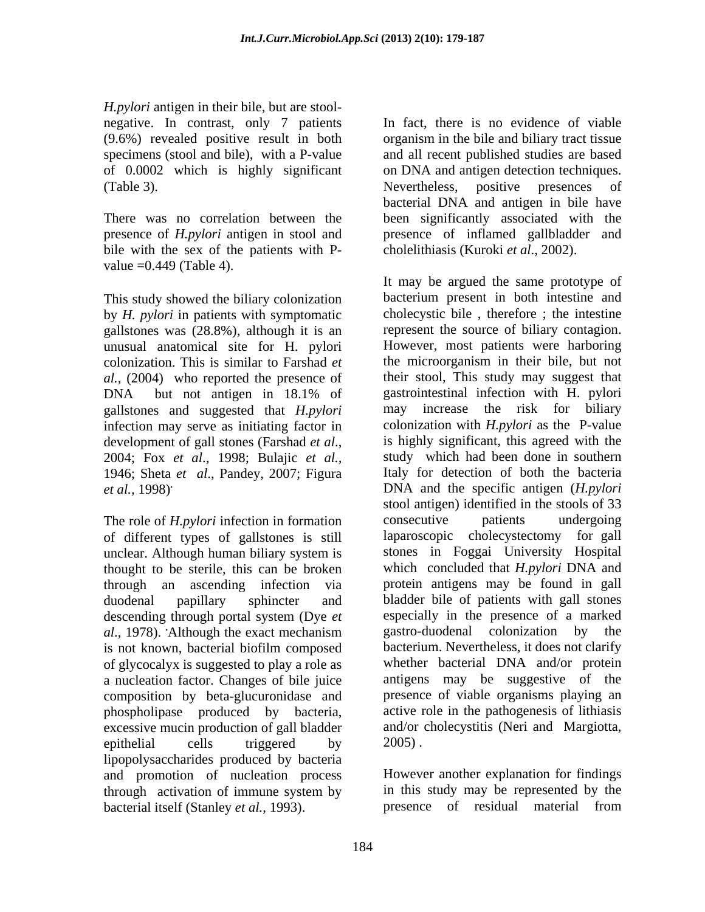*H.pylori* antigen in their bile, but are stool-negative. In contrast, only 7 patients (9.6%) revealed positive result in both specimens (stool and bile), with a P-value of 0.0002 which is highly significant (Table 3).

There was no correlation between the presence of *H.pylori* antigen in stool and bile with the sex of the patients with P-value =0.449 (Table 4).

This study showed the biliary colonization by *H. pylori* in patients with symptomatic gallstones was (28.8%), although it is an unusual anatomical site for H. pylori colonization. This is similar to Farshad *et al.,* (2004) who reported the presence of DNA but not antigen in 18.1% of gallstones and suggested that *H.pylori* infection may serve as initiating factor in development of gall stones (Farshad *et al*., 2004; Fox *et al*., 1998; Bulajic *et al.,* 1946; Sheta *et al*., Pandey, 2007; Figura *et al.,* 1998).

The role of *H.pylori* infection in formation of different types of gallstones is still unclear. Although human biliary system is thought to be sterile, this can be broken through an ascending infection via duodenal papillary sphincter and descending through portal system (Dye *et al*., 1978). Although the exact mechanism is not known, bacterial biofilm composed of glycocalyx is suggested to play a role as a nucleation factor. Changes of bile juice composition by beta-glucuronidase and phospholipase produced by bacteria, excessive mucin production of gall bladder epithelial cells triggered by lipopolysaccharides produced by bacteria and promotion of nucleation process through activation of immune system by bacterial itself (Stanley *et al.,* 1993).

In fact, there is no evidence of viable organism in the bile and biliary tract tissue and all recent published studies are based on DNA and antigen detection techniques. Nevertheless, positive presences of bacterial DNA and antigen in bile have been significantly associated with the presence of inflamed gallbladder and cholelithiasis (Kuroki *et al*., 2002).

It may be argued the same prototype of bacterium present in both intestine and cholecystic bile , therefore ; the intestine represent the source of biliary contagion. However, most patients were harboring the microorganism in their bile, but not their stool, This study may suggest that gastrointestinal infection with H. pylori may increase the risk for biliary colonization with *H.pylori* as the P-value is highly significant, this agreed with the study which had been done in southern Italy for detection of both the bacteria DNA and the specific antigen (*H.pylori* stool antigen) identified in the stools of 33 consecutive patients undergoing laparoscopic cholecystectomy for gall stones in Foggai University Hospital which concluded that *H.pylori* DNA and protein antigens may be found in gall bladder bile of patients with gall stones especially in the presence of a marked gastro-duodenal colonization by the bacterium. Nevertheless, it does not clarify whether bacterial DNA and/or protein antigens may be suggestive of the presence of viable organisms playing an active role in the pathogenesis of lithiasis and/or cholecystitis (Neri and Margiotta, 2005) .

However another explanation for findings in this study may be represented by the presence of residual material from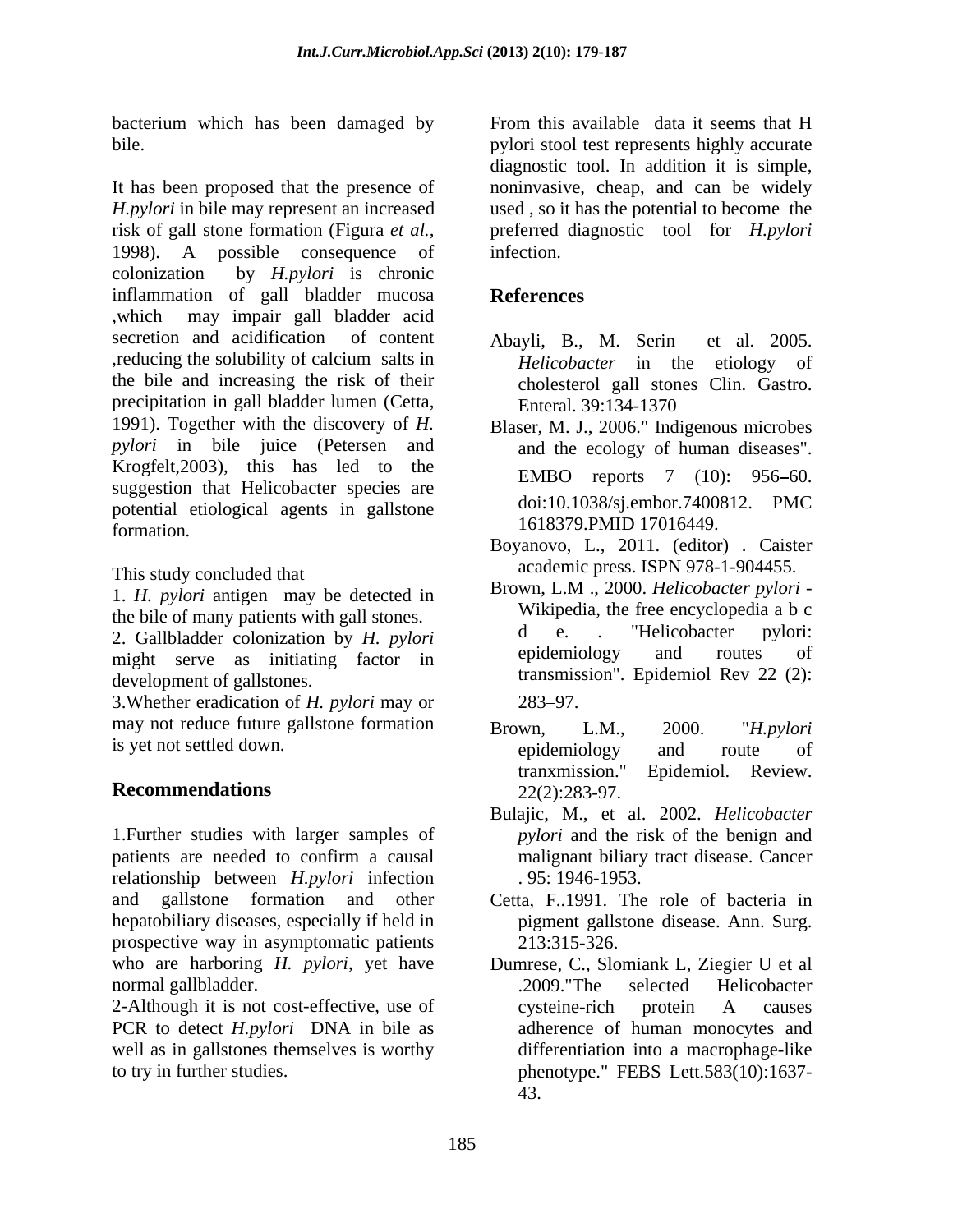bacterium which has been damaged by bile.

It has been proposed that the presence of *H.pylori* in bile may represent an increased risk of gall stone formation (Figura *et al.*, 1998). A possible consequence of colonization by *H.pylori* is chronic inflammation of gall bladder mucosa ,which may impair gall bladder acid secretion and acidification of content ,reducing the solubility of calcium salts in the bile and increasing the risk of their precipitation in gall bladder lumen (Cetta, 1991). Together with the discovery of *H. pylori* in bile juice (Petersen and Krogfelt,2003), this has led to the suggestion that Helicobacter species are potential etiological agents in gallstone formation.

This study concluded that

1. *H. pylori* antigen may be detected in the bile of many patients with gall stones.
2. Gallbladder colonization by *H. pylori* might serve as initiating factor in development of gallstones.
3. Whether eradication of *H. pylori* may or may not reduce future gallstone formation is yet not settled down.

## Recommendations

1. Further studies with larger samples of patients are needed to confirm a causal relationship between *H.pylori* infection and gallstone formation and other hepatobiliary diseases, especially if held in prospective way in asymptomatic patients who are harboring *H. pylori*, yet have normal gallbladder.
2. Although it is not cost-effective, use of PCR to detect *H.pylori* DNA in bile as well as in gallstones themselves is worthy to try in further studies.

From this available data it seems that H pylori stool test represents highly accurate diagnostic tool. In addition it is simple, noninvasive, cheap, and can be widely used , so it has the potential to become the preferred diagnostic tool for *H.pylori* infection.

## References

Abayli, B., M. Serin et al. 2005. *Helicobacter* in the etiology of cholesterol gall stones Clin. Gastro. Enteral. 39:134-1370

Blaser, M. J., 2006." Indigenous microbes and the ecology of human diseases". EMBO reports 7 (10): 956–60. doi:10.1038/sj.embor.7400812. PMC 1618379.PMID 17016449.

Boyanovo, L., 2011. (editor) . Caister academic press. ISPN 978-1-904455.

Brown, L.M ., 2000. *Helicobacter pylori* - Wikipedia, the free encyclopedia a b c d e. . "Helicobacter pylori: epidemiology and routes of transmission". Epidemiol Rev 22 (2): 283–97.

Brown, L.M., 2000. "*H.pylori* epidemiology and route of tranxmission." Epidemiol. Review. 22(2):283-97.

Bulajic, M., et al. 2002. *Helicobacter pylori* and the risk of the benign and malignant biliary tract disease. Cancer . 95: 1946-1953.

Cetta, F..1991. The role of bacteria in pigment gallstone disease. Ann. Surg. 213:315-326.

Dumrese, C., Slomiank L, Ziegier U et al .2009."The selected Helicobacter cysteine-rich protein A causes adherence of human monocytes and differentiation into a macrophage-like phenotype." FEBS Lett.583(10):1637-43.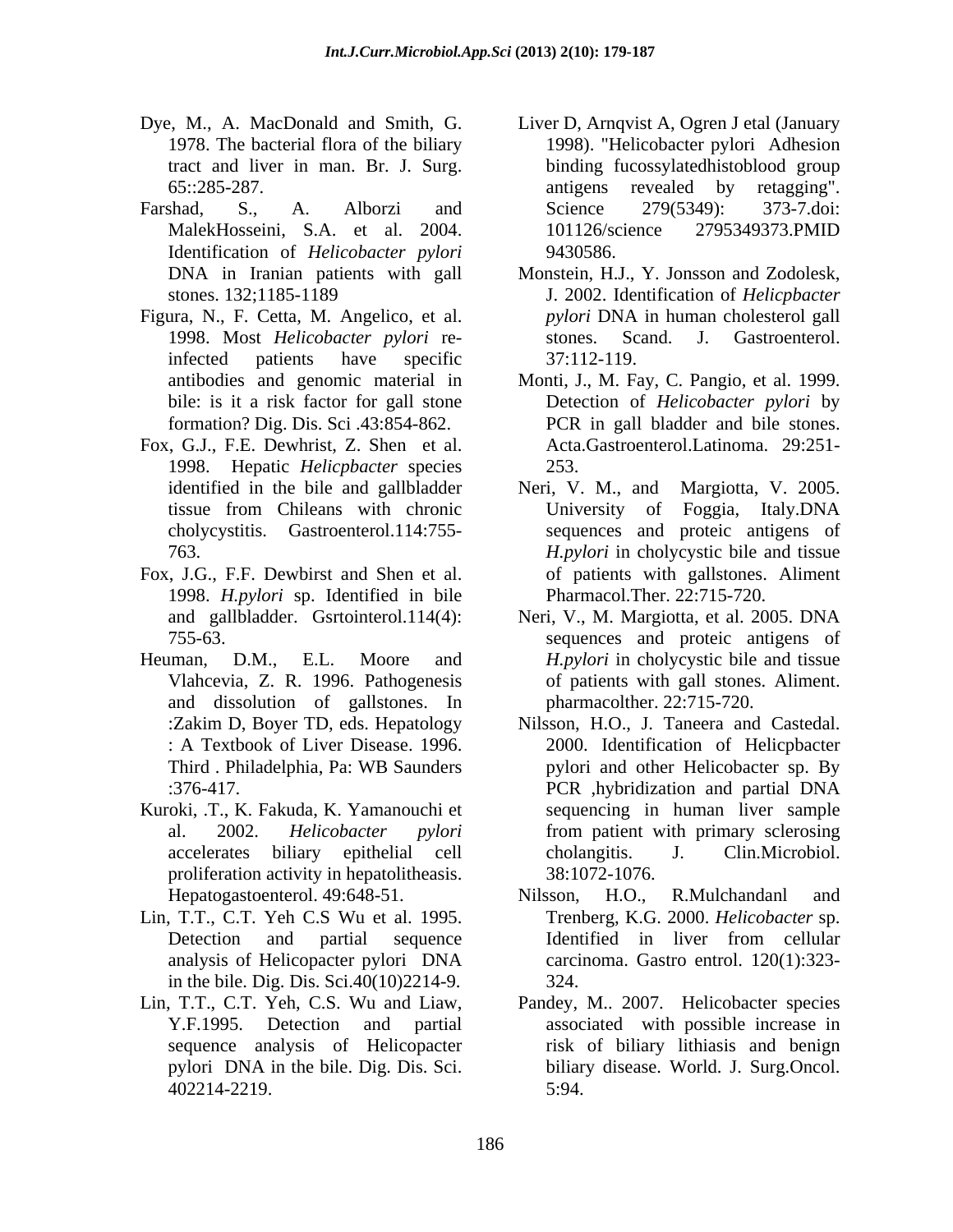Dye, M., A. MacDonald and Smith, G. 1978. The bacterial flora of the biliary tract and liver in man. Br. J. Surg. 65::285-287.

Farshad, S., A. Alborzi and MalekHosseini, S.A. et al. 2004. Identification of *Helicobacter pylori* DNA in Iranian patients with gall stones. 132;1185-1189

Figura, N., F. Cetta, M. Angelico, et al. 1998. Most *Helicobacter pylori* re-infected patients have specific antibodies and genomic material in bile: is it a risk factor for gall stone formation? Dig. Dis. Sci .43:854-862.

Fox, G.J., F.E. Dewhrist, Z. Shen et al. 1998. Hepatic *Helicpbacter* species identified in the bile and gallbladder tissue from Chileans with chronic cholycystitis. Gastroenterol.114:755-763.

Fox, J.G., F.F. Dewbirst and Shen et al. 1998. *H.pylori* sp. Identified in bile and gallbladder. Gsrtointerol.114(4): 755-63.

Heuman, D.M., E.L. Moore and Vlahcevia, Z. R. 1996. Pathogenesis and dissolution of gallstones. In :Zakim D, Boyer TD, eds. Hepatology : A Textbook of Liver Disease. 1996. Third . Philadelphia, Pa: WB Saunders :376-417.

Kuroki, .T., K. Fakuda, K. Yamanouchi et al. 2002. *Helicobacter pylori* accelerates biliary epithelial cell proliferation activity in hepatolitheasis. Hepatogastoenterol. 49:648-51.

Lin, T.T., C.T. Yeh C.S Wu et al. 1995. Detection and partial sequence analysis of Helicopacter pylori DNA in the bile. Dig. Dis. Sci.40(10)2214-9.

Lin, T.T., C.T. Yeh, C.S. Wu and Liaw, Y.F.1995. Detection and partial sequence analysis of Helicopacter pylori DNA in the bile. Dig. Dis. Sci. 402214-2219.

Liver D, Arnqvist A, Ogren J etal (January 1998). "Helicobacter pylori Adhesion binding fucossylatedhistoblood group antigens revealed by retagging". Science 279(5349): 373-7.doi: 101126/science 2795349373.PMID 9430586.

Monstein, H.J., Y. Jonsson and Zodolesk, J. 2002. Identification of *Helicpbacter pylori* DNA in human cholesterol gall stones. Scand. J. Gastroenterol. 37:112-119.

Monti, J., M. Fay, C. Pangio, et al. 1999. Detection of *Helicobacter pylori* by PCR in gall bladder and bile stones. Acta.Gastroenterol.Latinoma. 29:251-253.

Neri, V. M., and Margiotta, V. 2005. University of Foggia, Italy.DNA sequences and proteic antigens of *H.pylori* in cholycystic bile and tissue of patients with gallstones. Aliment Pharmacol.Ther. 22:715-720.

Neri, V., M. Margiotta, et al. 2005. DNA sequences and proteic antigens of *H.pylori* in cholycystic bile and tissue of patients with gall stones. Aliment. pharmacolther. 22:715-720.

Nilsson, H.O., J. Taneera and Castedal. 2000. Identification of Helicpbacter pylori and other Helicobacter sp. By PCR ,hybridization and partial DNA sequencing in human liver sample from patient with primary sclerosing cholangitis. J. Clin.Microbiol. 38:1072-1076.

Nilsson, H.O., R.Mulchandanl and Trenberg, K.G. 2000. *Helicobacter* sp. Identified in liver from cellular carcinoma. Gastro entrol. 120(1):323-324.

Pandey, M.. 2007. Helicobacter species associated with possible increase in risk of biliary lithiasis and benign biliary disease. World. J. Surg.Oncol. 5:94.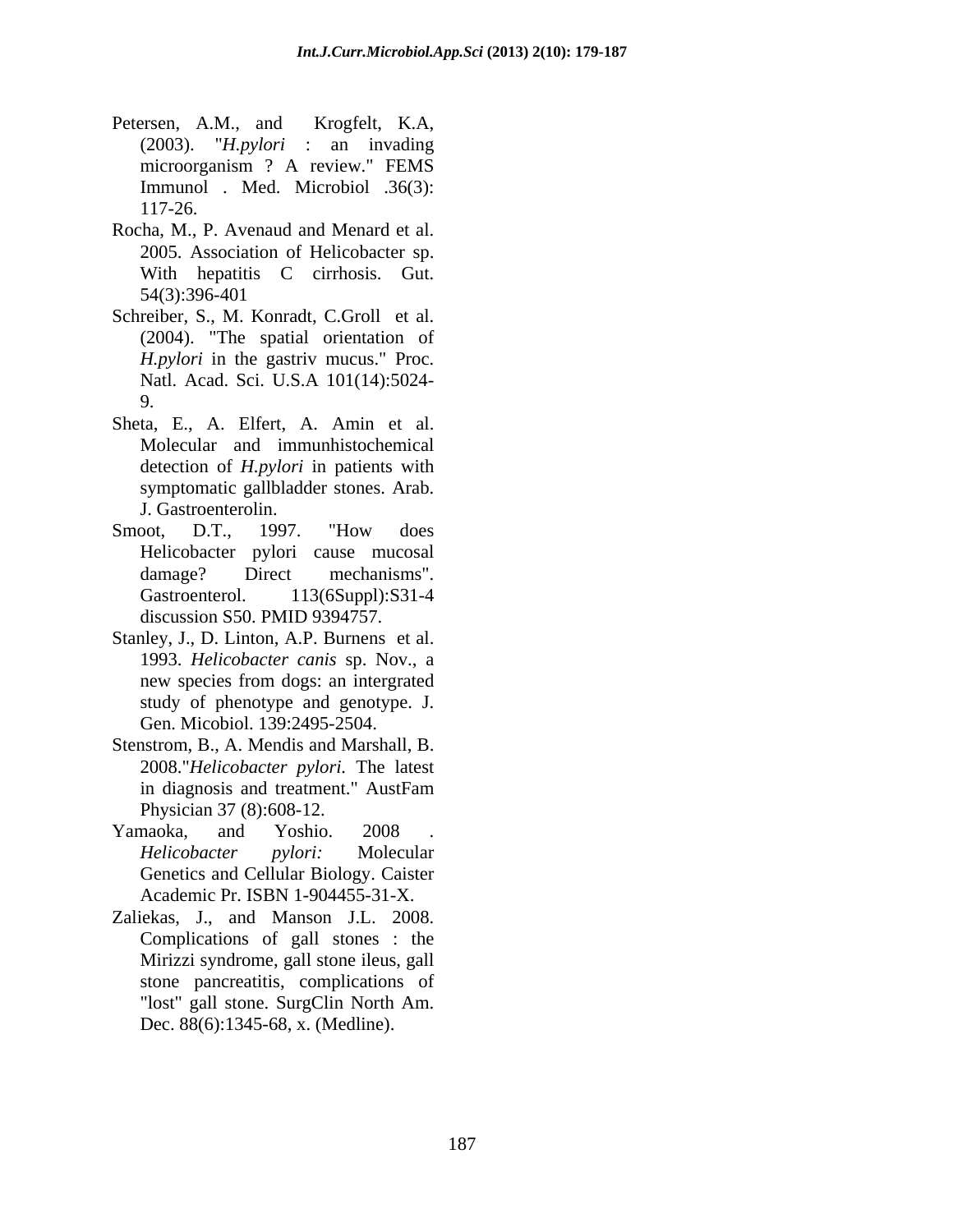Petersen, A.M., and Krogfelt, K.A, (2003). "*H.pylori* : an invading microorganism ? A review." FEMS Immunol . Med. Microbiol .36(3): 117-26.

Rocha, M., P. Avenaud and Menard et al. 2005. Association of Helicobacter sp. With hepatitis C cirrhosis. Gut. 54(3):396-401

Schreiber, S., M. Konradt, C.Groll et al. (2004). "The spatial orientation of *H.pylori* in the gastriv mucus." Proc. Natl. Acad. Sci. U.S.A 101(14):5024-9.

Sheta, E., A. Elfert, A. Amin et al. Molecular and immunhistochemical detection of *H.pylori* in patients with symptomatic gallbladder stones. Arab. J. Gastroenterolin.

Smoot, D.T., 1997. "How does Helicobacter pylori cause mucosal damage? Direct mechanisms". Gastroenterol. 113(6Suppl):S31-4 discussion S50. PMID 9394757.

Stanley, J., D. Linton, A.P. Burnens et al. 1993. *Helicobacter canis* sp. Nov., a new species from dogs: an intergrated study of phenotype and genotype. J. Gen. Micobiol. 139:2495-2504.

Stenstrom, B., A. Mendis and Marshall, B. 2008."*Helicobacter pylori.* The latest in diagnosis and treatment." AustFam Physician 37 (8):608-12.

Yamaoka, and Yoshio. 2008 . *Helicobacter pylori:* Molecular Genetics and Cellular Biology. Caister Academic Pr. ISBN 1-904455-31-X.

Zaliekas, J., and Manson J.L. 2008. Complications of gall stones : the Mirizzi syndrome, gall stone ileus, gall stone pancreatitis, complications of "lost" gall stone. SurgClin North Am. Dec. 88(6):1345-68, x. (Medline).